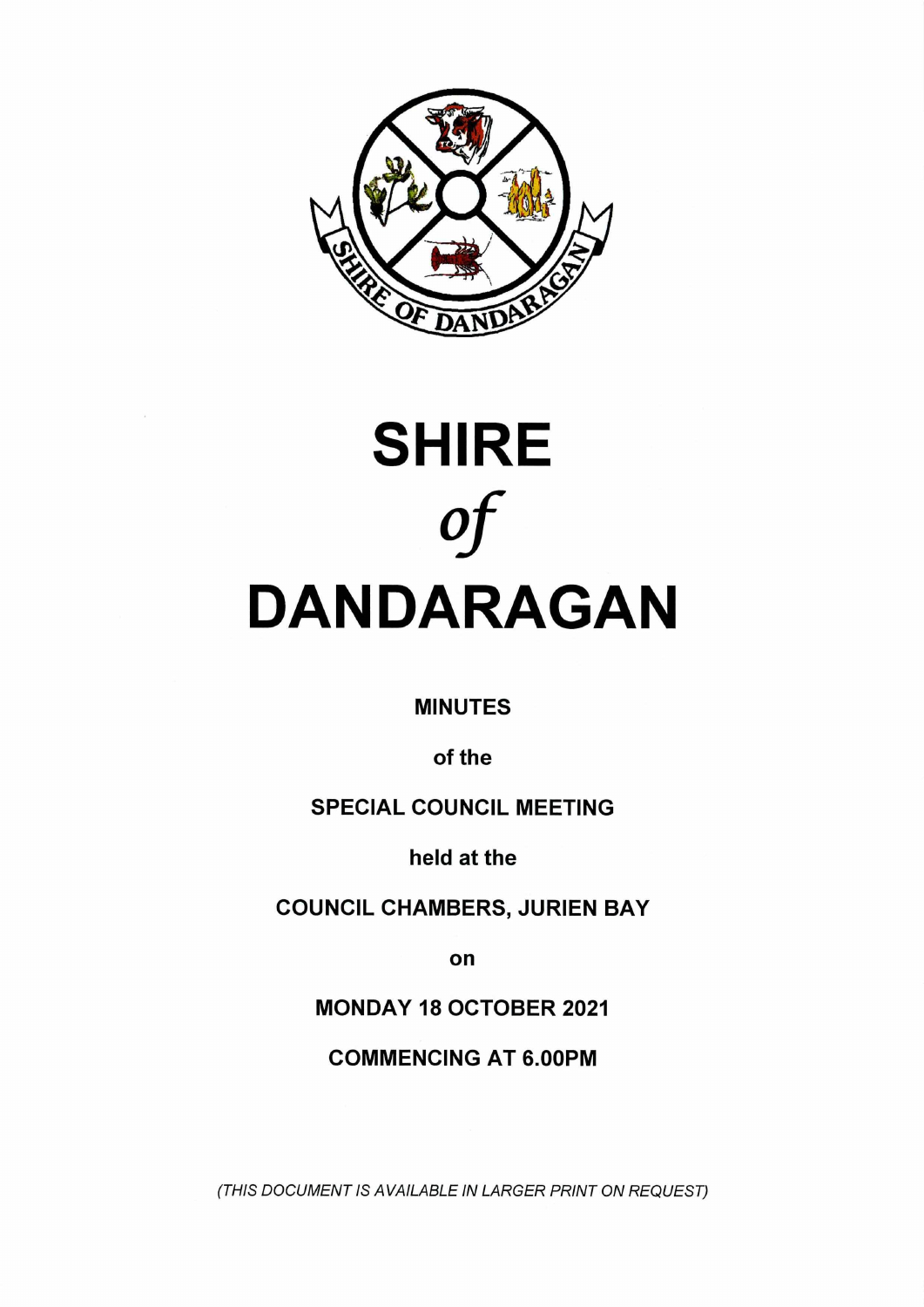# SHIRE *of* DANDARAGAN

**MINUTES**

**of the**

**SPECIAL COUNCIL MEETING**

**held at the**

**COUNCIL CHAMBERS, JURIEN BAY**

**on**

**MONDAY 18 OCTOBER 2021**

**COMMENCING AT 6.00PM**

*(THIS DOCUMENT IS AVAILABLE IN LARGER PRINT ON REQUEST)*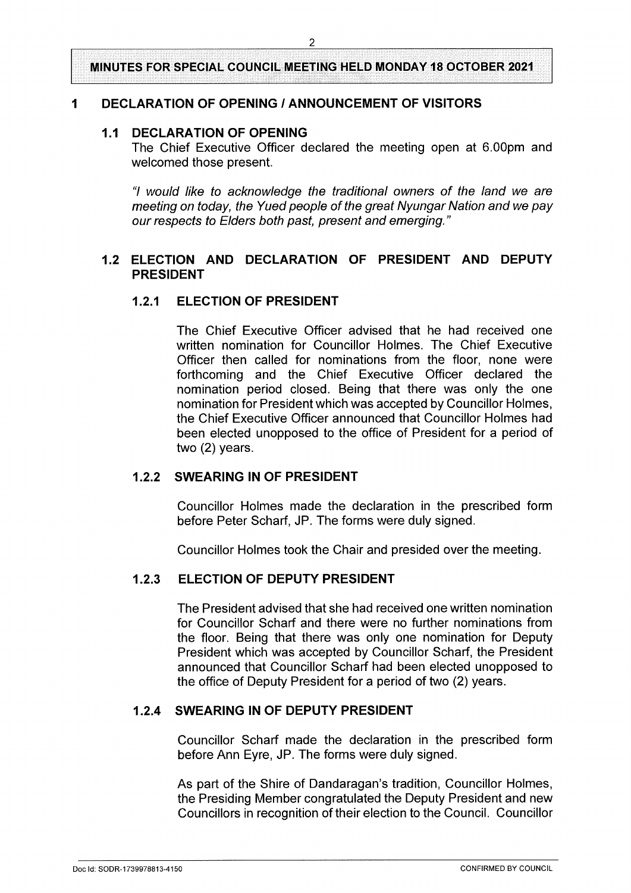**MINUTES FOR SPECIAL COUNCIL MEETING HELD MONDAY 18 OCTOBER 2021**

# 1 DECLARATION OF OPENING / ANNOUNCEMENT OF VISITORS

## 1.1 DECLARATION OF OPENING

The Chief Executive Officer declared the meeting open at 6.00pm and welcomed those present.

*"I would like to acknowledge the traditional owners of the land we are meeting on today, the Yued people of the great Nyungar Nation and we pay our respects to Elders both past, present and emerging."*

## 1.2 ELECTION AND DECLARATION OF PRESIDENT AND DEPUTY PRESIDENT

### 1.2.1 ELECTION OF PRESIDENT

The Chief Executive Officer advised that he had received one written nomination for Councillor Holmes. The Chief Executive Officer then called for nominations from the floor, none were forthcoming and the Chief Executive Officer declared the nomination period closed. Being that there was only the one nomination for President which was accepted by Councillor Holmes, the Chief Executive Officer announced that Councillor Holmes had been elected unopposed to the office of President for a period of two (2) years.

### 1.2.2 SWEARING IN OF PRESIDENT

Councillor Holmes made the declaration in the prescribed form before Peter Scharf, JP. The forms were duly signed.

Councillor Holmes took the Chair and presided over the meeting.

### 1.2.3 ELECTION OF DEPUTY PRESIDENT

The President advised that she had received one written nomination for Councillor Scharf and there were no further nominations from the floor. Being that there was only one nomination for Deputy President which was accepted by Councillor Scharf, the President announced that Councillor Scharf had been elected unopposed to the office of Deputy President for a period of two (2) years.

### 1.2.4 SWEARING IN OF DEPUTY PRESIDENT

Councillor Scharf made the declaration in the prescribed form before Ann Eyre, JP. The forms were duly signed.

As part of the Shire of Dandaragan's tradition, Councillor Holmes, the Presiding Member congratulated the Deputy President and new Councillors in recognition of their election to the Council. Councillor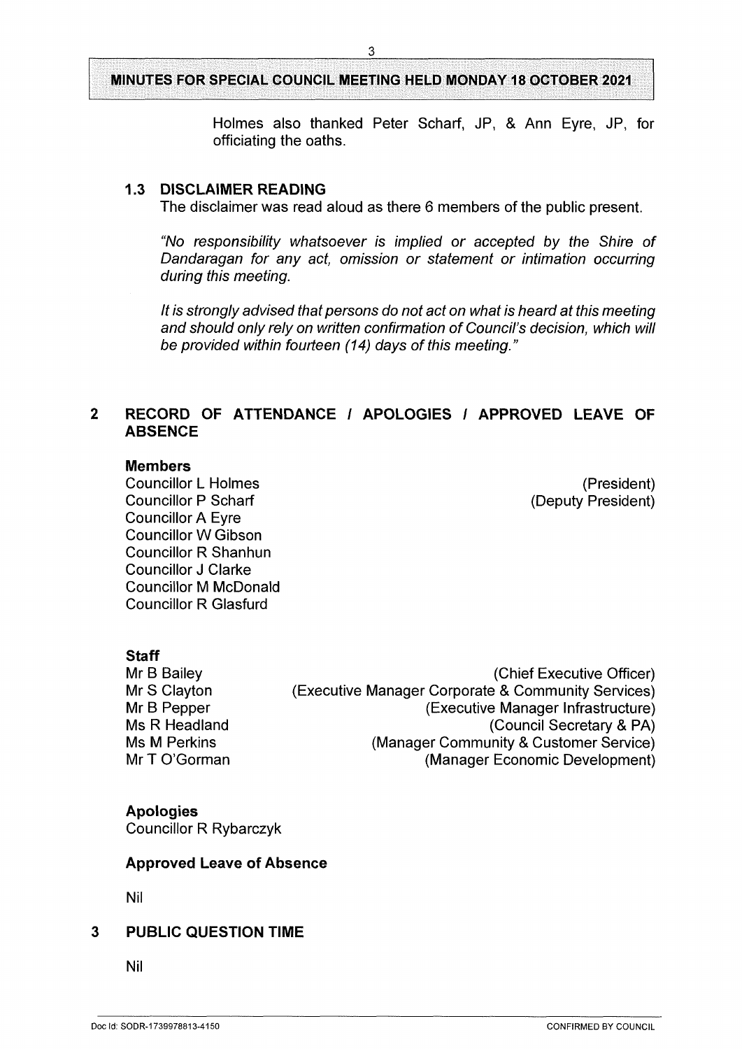Holmes also thanked Peter Scharf, JP, & Ann Eyre, JP, for officiating the oaths.

### 1.3 DISCLAIMER READING

The disclaimer was read aloud as there 6 members of the public present.

*"No responsibility whatsoever is implied or accepted by the Shire of Dandaragan for any act, omission or statement or intimation occurring during this meeting.*

*It is strongly advised that persons do not act on what is heard at this meeting and should only rely on written confirmation of Council's decision, which will be provided within fourteen (14) days of this meeting."*

## 2 RECORD OF ATTENDANCE / APOLOGIES / APPROVED LEAVE OF ABSENCE

**Members**

Councillor L Holmes (President)
Councillor P Scharf (Deputy President)
Councillor A Eyre
Councillor W Gibson
Councillor R Shanhun
Councillor J Clarke
Councillor M McDonald
Councillor R Glasfurd

**Staff**

Mr B Bailey (Chief Executive Officer)
Mr S Clayton (Executive Manager Corporate & Community Services)
Mr B Pepper (Executive Manager Infrastructure)
Ms R Headland (Council Secretary & PA)
Ms M Perkins (Manager Community & Customer Service)
Mr T O'Gorman (Manager Economic Development)

**Apologies**

Councillor R Rybarczyk

**Approved Leave of Absence**

Nil

## 3 PUBLIC QUESTION TIME

Nil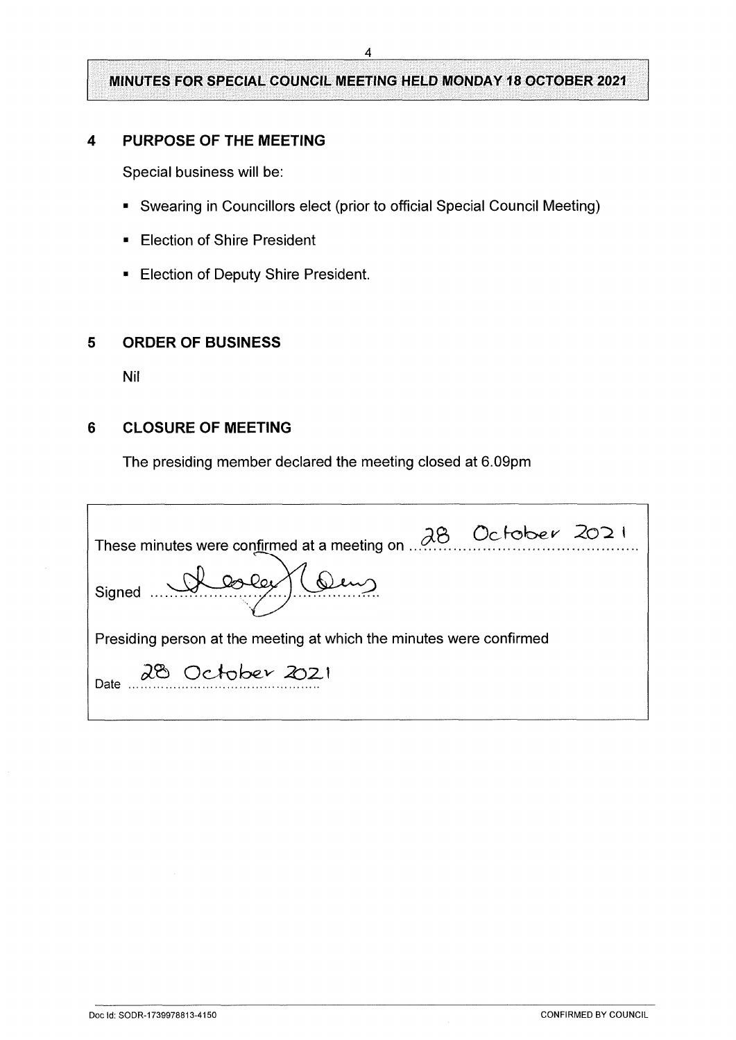## 4 PURPOSE OF THE MEETING

Special business will be:

- Swearing in Councillors elect (prior to official Special Council Meeting)
- Election of Shire President
- Election of Deputy Shire President.

## 5 ORDER OF BUSINESS

Nil

## 6 CLOSURE OF MEETING

The presiding member declared the meeting closed at 6.09pm

These minutes were confirmed at a meeting on 28 October 2021

Signed ..........................................

Presiding person at the meeting at which the minutes were confirmed

Date 28 October 2021

Doc Id: SODR-1739978813-4150 CONFIRMED BY COUNCIL